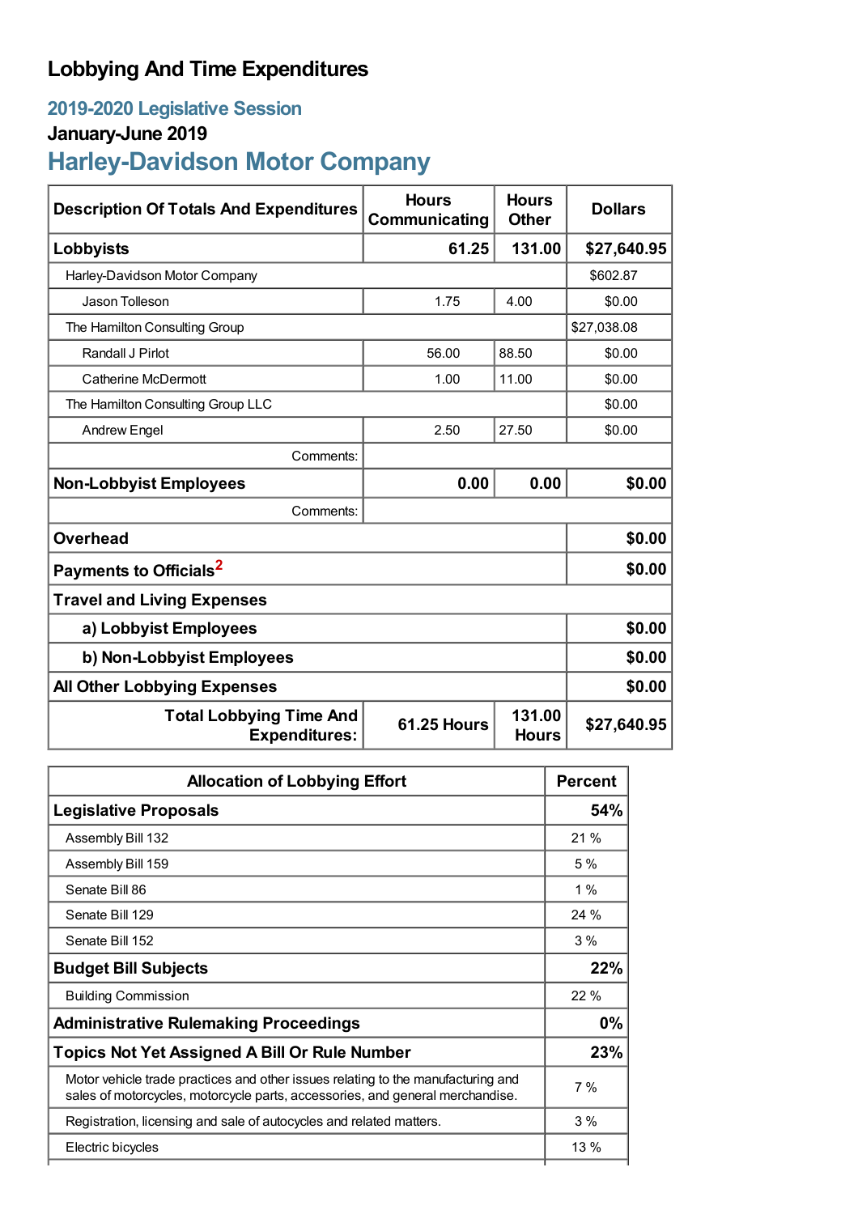# Lobbying And Time Expenditures

## 2019-2020 Legislative Session

### January-June 2019

## Harley-Davidson Motor Company

| Description Of Totals And Expenditures | Hours Communicating | Hours Other | Dollars |
|---|---|---|---|
| **Lobbyists** | **61.25** | **131.00** | **$27,640.95** |
| Harley-Davidson Motor Company | | | $602.87 |
| Jason Tolleson | 1.75 | 4.00 | $0.00 |
| The Hamilton Consulting Group | | | $27,038.08 |
| Randall J Pirlot | 56.00 | 88.50 | $0.00 |
| Catherine McDermott | 1.00 | 11.00 | $0.00 |
| The Hamilton Consulting Group LLC | | | $0.00 |
| Andrew Engel | 2.50 | 27.50 | $0.00 |
| Comments: | | | |
| **Non-Lobbyist Employees** | **0.00** | **0.00** | **$0.00** |
| Comments: | | | |
| **Overhead** | | | **$0.00** |
| **Payments to Officials**[2] | | | **$0.00** |
| **Travel and Living Expenses** | | | |
| **a) Lobbyist Employees** | | | **$0.00** |
| **b) Non-Lobbyist Employees** | | | **$0.00** |
| **All Other Lobbying Expenses** | | | **$0.00** |
| **Total Lobbying Time And Expenditures:** | **61.25 Hours** | **131.00 Hours** | **$27,640.95** |

| Allocation of Lobbying Effort | Percent |
|---|---|
| **Legislative Proposals** | **54%** |
| Assembly Bill 132 | 21 % |
| Assembly Bill 159 | 5 % |
| Senate Bill 86 | 1 % |
| Senate Bill 129 | 24 % |
| Senate Bill 152 | 3 % |
| **Budget Bill Subjects** | **22%** |
| Building Commission | 22 % |
| **Administrative Rulemaking Proceedings** | **0%** |
| **Topics Not Yet Assigned A Bill Or Rule Number** | **23%** |
| Motor vehicle trade practices and other issues relating to the manufacturing and sales of motorcycles, motorcycle parts, accessories, and general merchandise. | 7 % |
| Registration, licensing and sale of autocycles and related matters. | 3 % |
| Electric bicycles | 13 % |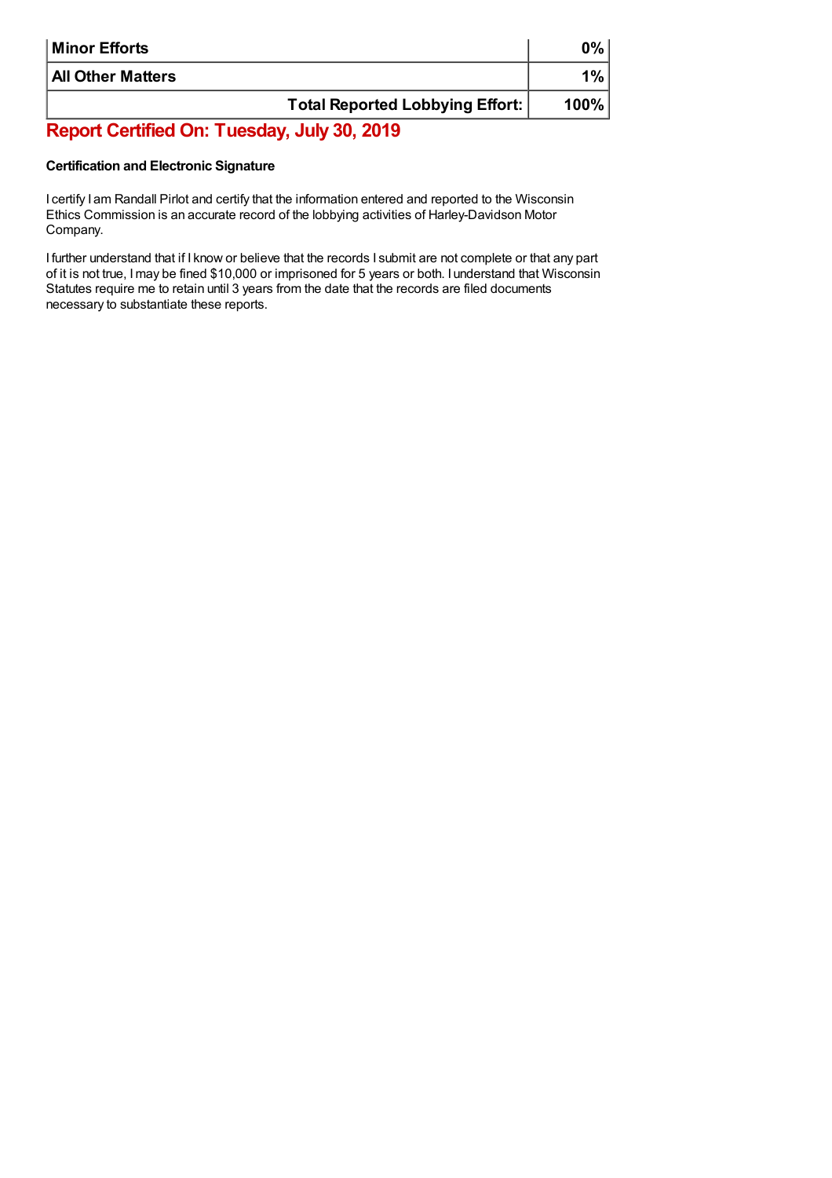| | |
|---|---|
| **Minor Efforts** | **0%** |
| **All Other Matters** | **1%** |
| **Total Reported Lobbying Effort:** | **100%** |

## Report Certified On: Tuesday, July 30, 2019

**Certification and Electronic Signature**

I certify I am Randall Pirlot and certify that the information entered and reported to the Wisconsin Ethics Commission is an accurate record of the lobbying activities of Harley-Davidson Motor Company.

I further understand that if I know or believe that the records I submit are not complete or that any part of it is not true, I may be fined $10,000 or imprisoned for 5 years or both. I understand that Wisconsin Statutes require me to retain until 3 years from the date that the records are filed documents necessary to substantiate these reports.